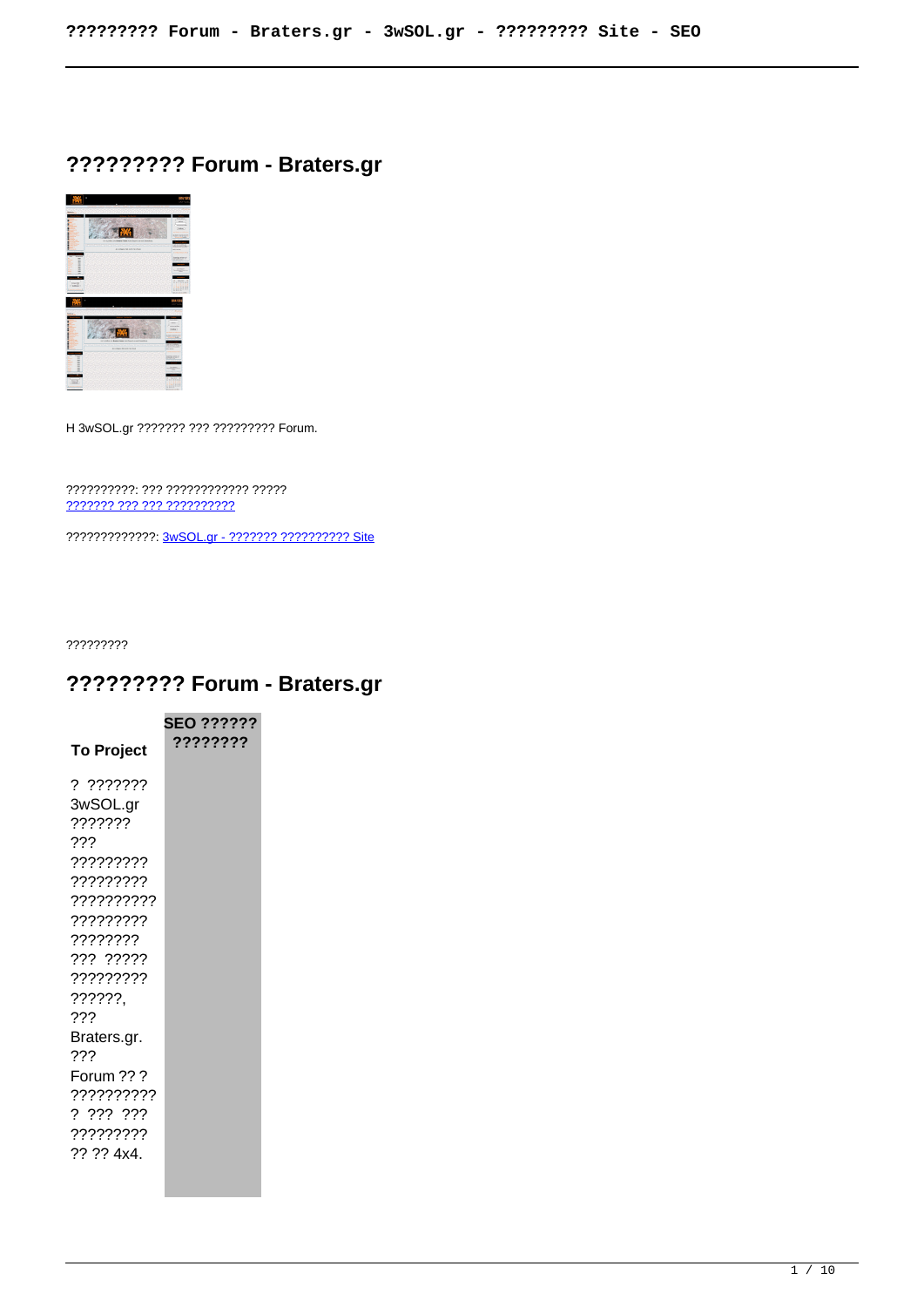# ????????? Forum - Braters.gr

H 3wSOL.gr ??????? ??? ????????? Forum.

??????????: ??? ???????????? ?????
??????? ??? ??? ??????????

?????????????: 3wSOL.gr - ??????? ?????????? Site

?????????

## ????????? Forum - Braters.gr

| To Project | SEO ?????? ???????? |
| --- | --- |
| ? ??????? 3wSOL.gr ??????? ??? ????????? ????????? ?????????? ????????? ???????? ??? ????? ????????? ??????, ??? Braters.gr. ??? Forum ?? ? ?????????? ? ??? ??? ????????? ?? ?? 4x4. | |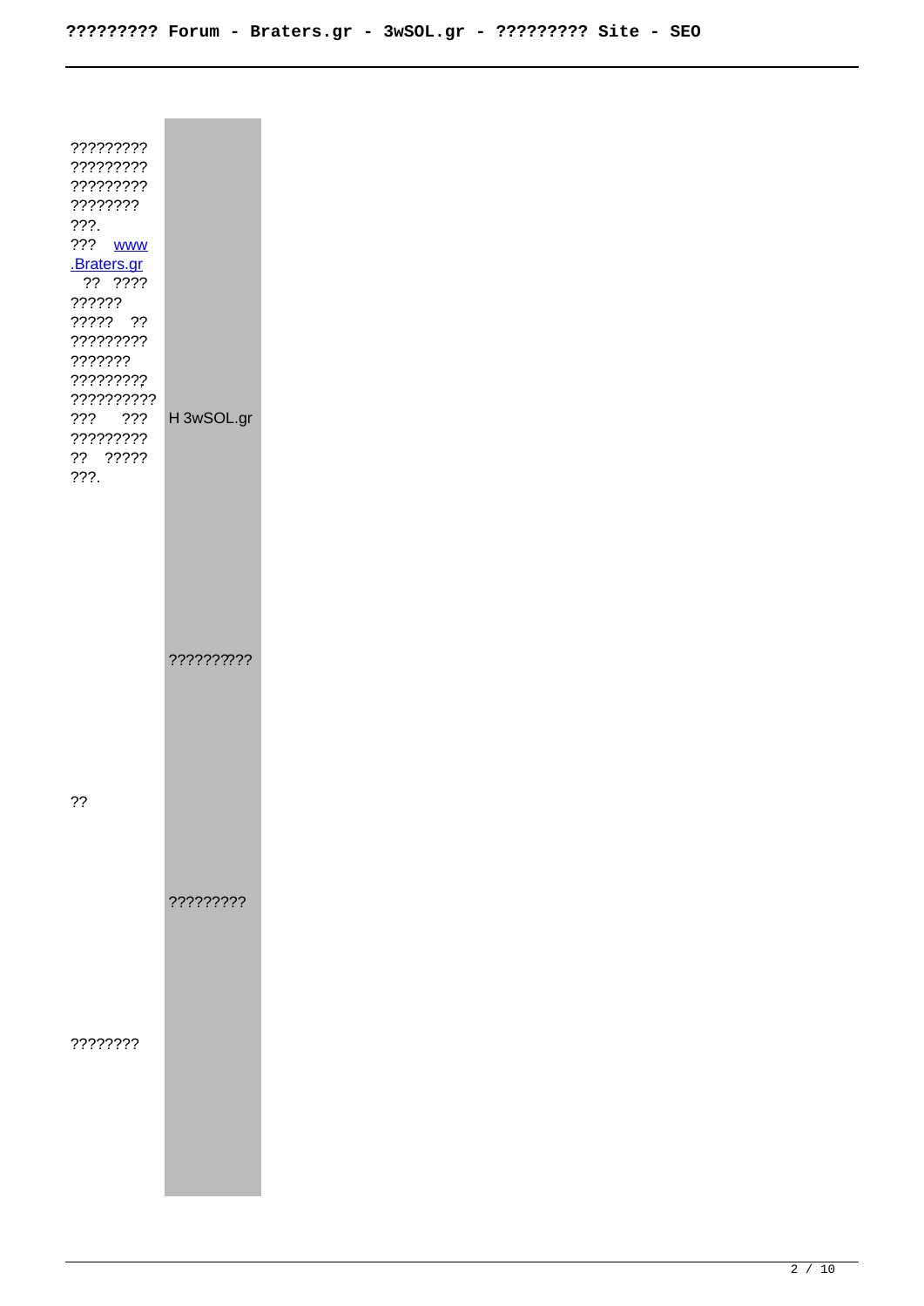| | |
|---|---|
| ????????? ????????? ????????? ???????? ???. ??? www.Braters.gr ?? ???? ?????? ????? ?? ????????? ??????? ????????? ?????????? ??? ??? ????????? ?? ????? ???. | H 3wSOL.gr |
| | ????????? |
| ?? | |
| | ????????? |
| ???????? | |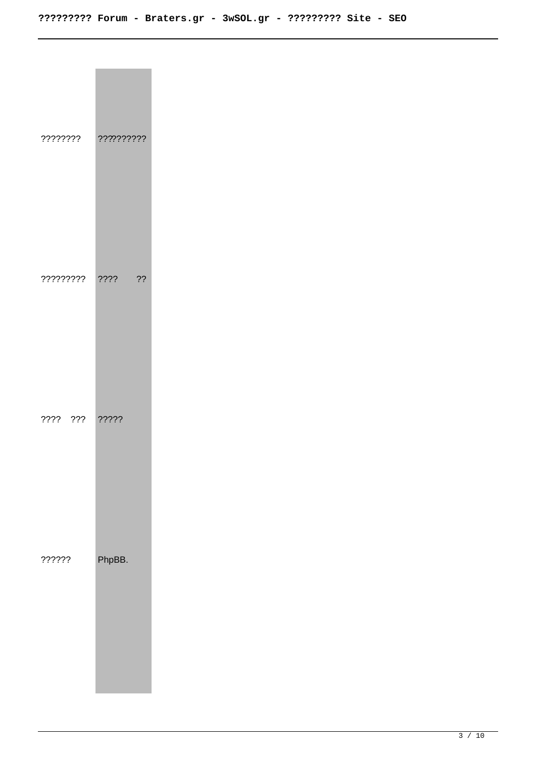| ???????? | ?????????? |
| --- | --- |
| ????????? | ????     ?? |
| ????  ??? | ????? |
| ?????? | PhpBB. |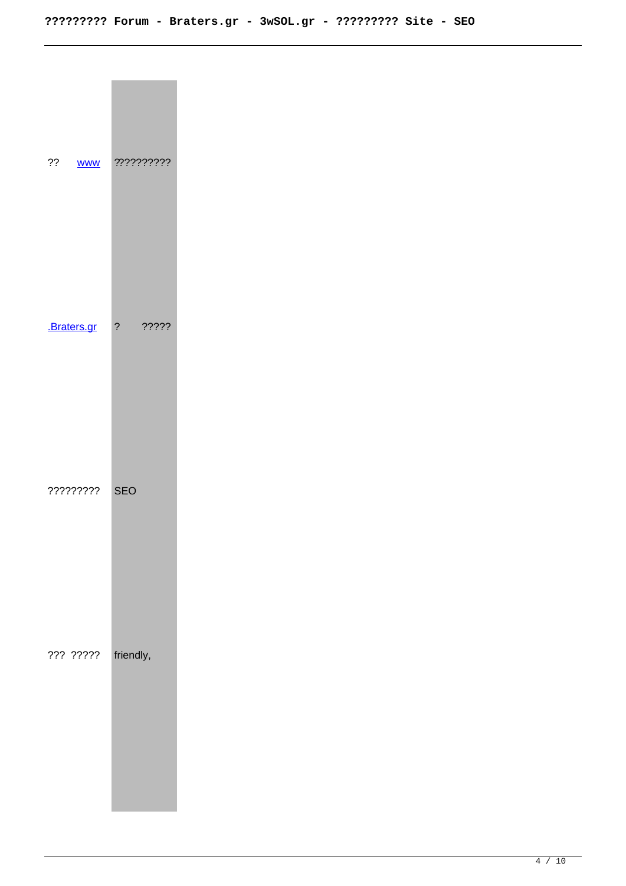| | |
|---|---|
| ?? www | ????????? |
| .Braters.gr | ? ????? |
| ????????? | SEO |
| ??? ????? | friendly, |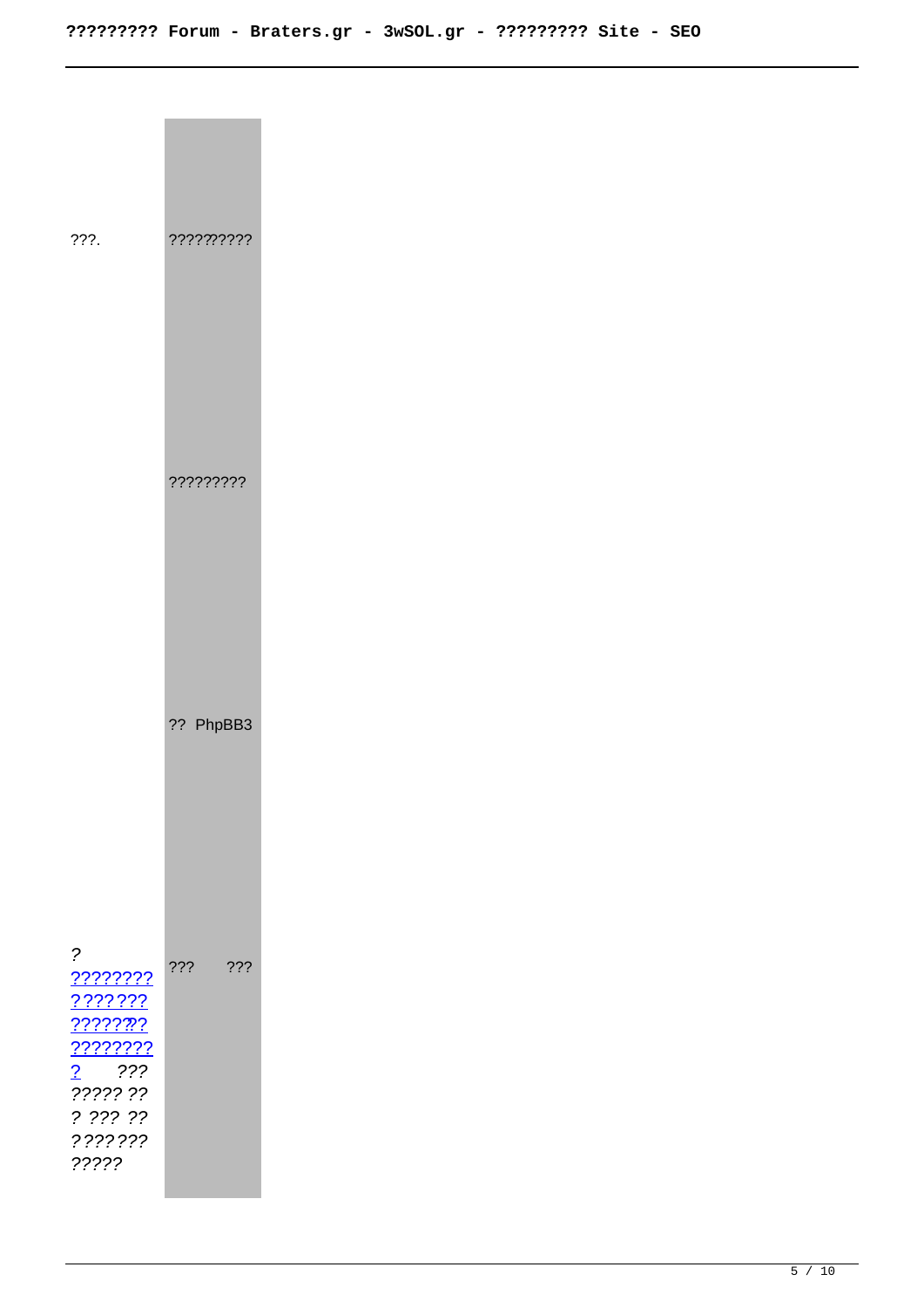| ???. | ?????????? |
|---|---|
| | ????????? |
| | ?? PhpBB3 |
| ? [????????](#) [???????](#) [????????](#) [????????](#) [?](#) *??? ????? ?? ? ??? ?? ??????? ?????* | ???   ??? |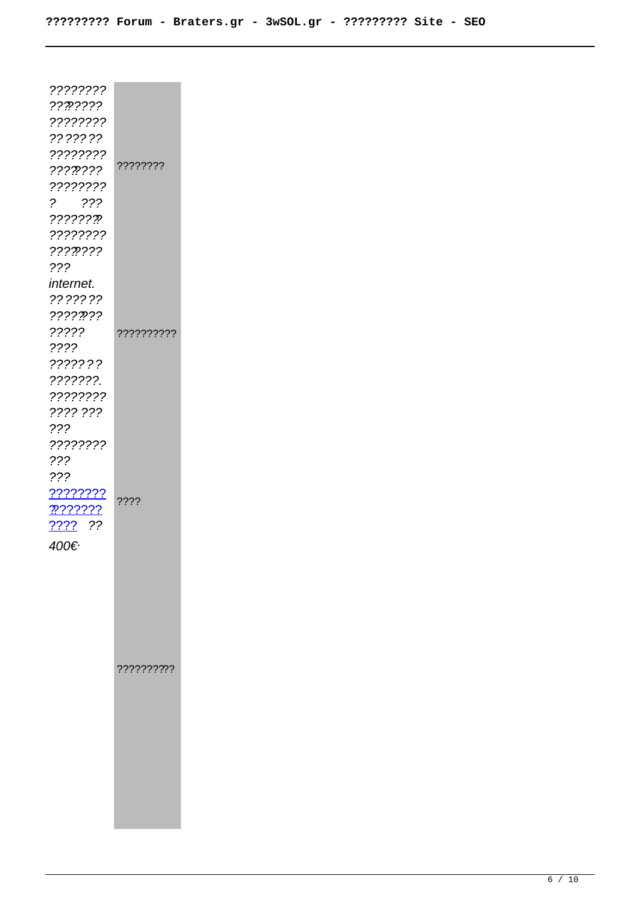| | |
|---|---|
| *???????? ???????? ???????? ??????? ???????? ???????? ???????? ? ??? ???????? ???????? ???????? ???* | ???????? |
| *internet. ??????? ???????? ????? ???? ??????? ???????. ???????? ???? ??? ??? ???????? ??? ???* | ?????????? |
| *[????????](#) [????????](#) [????](#) ?? 400€·* | ???? |
| | ?????????? |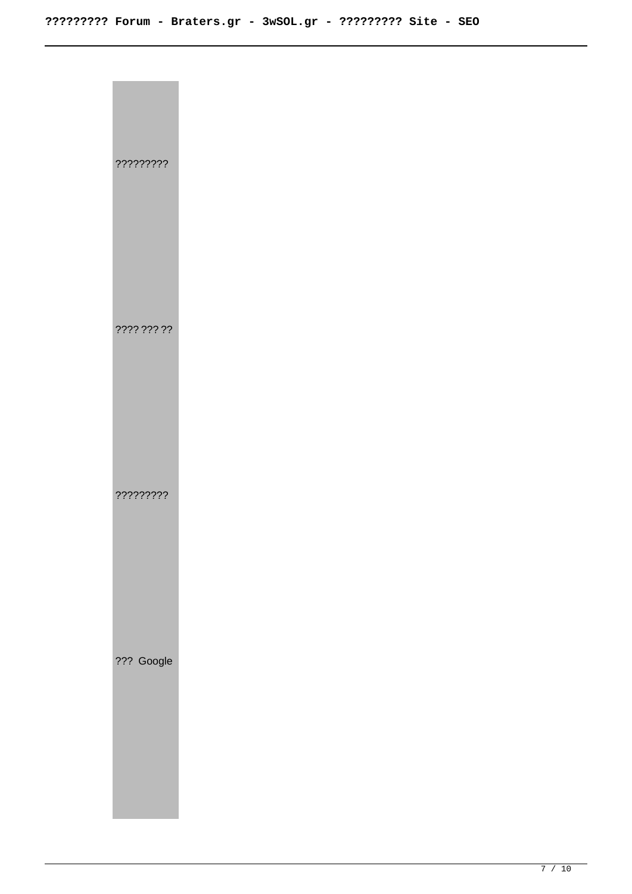?????????

???? ??? ??

?????????

??? Google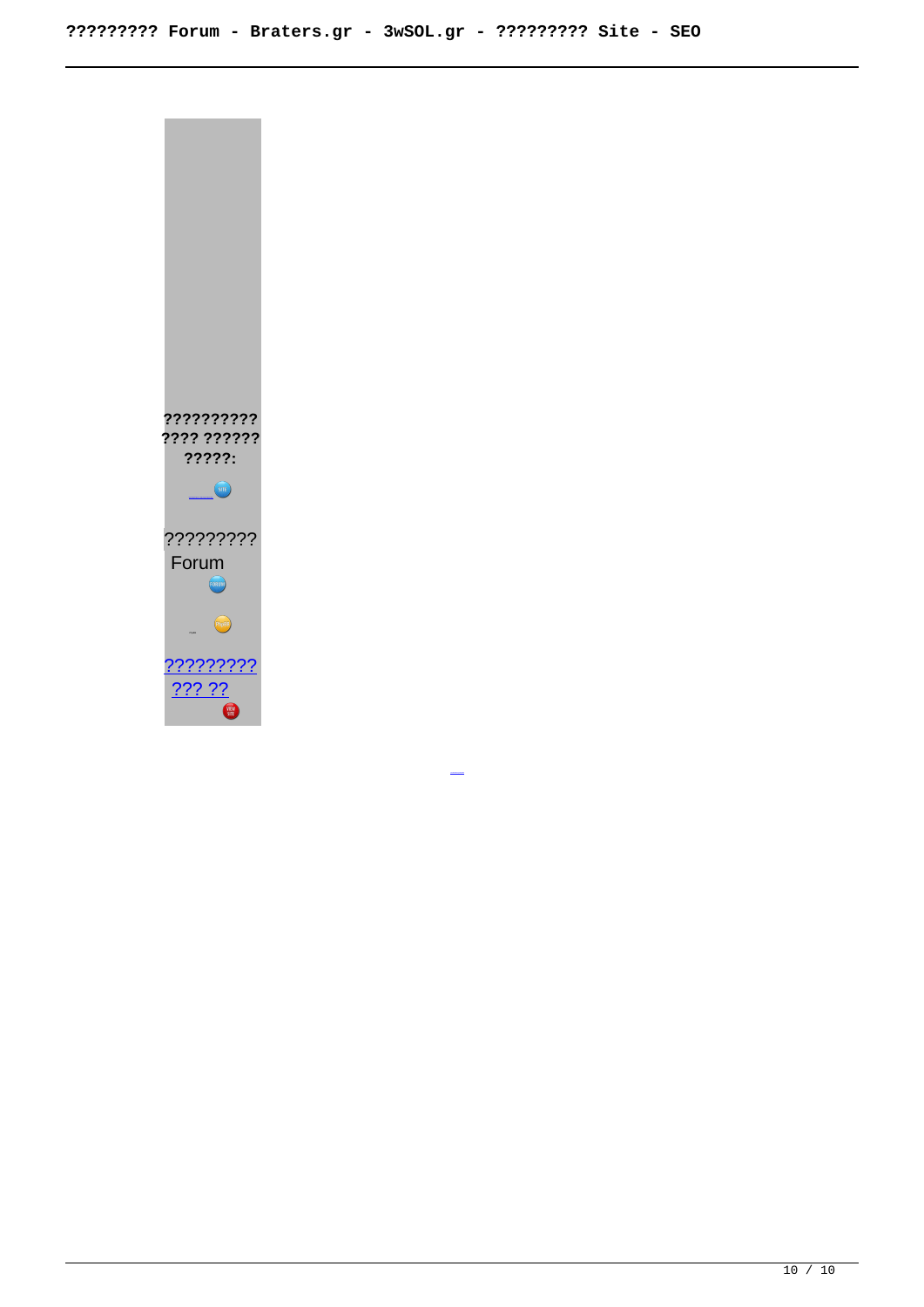**?????????? ???? ?????? ?????:**

?????????
Forum

[????????? ??? ??]()